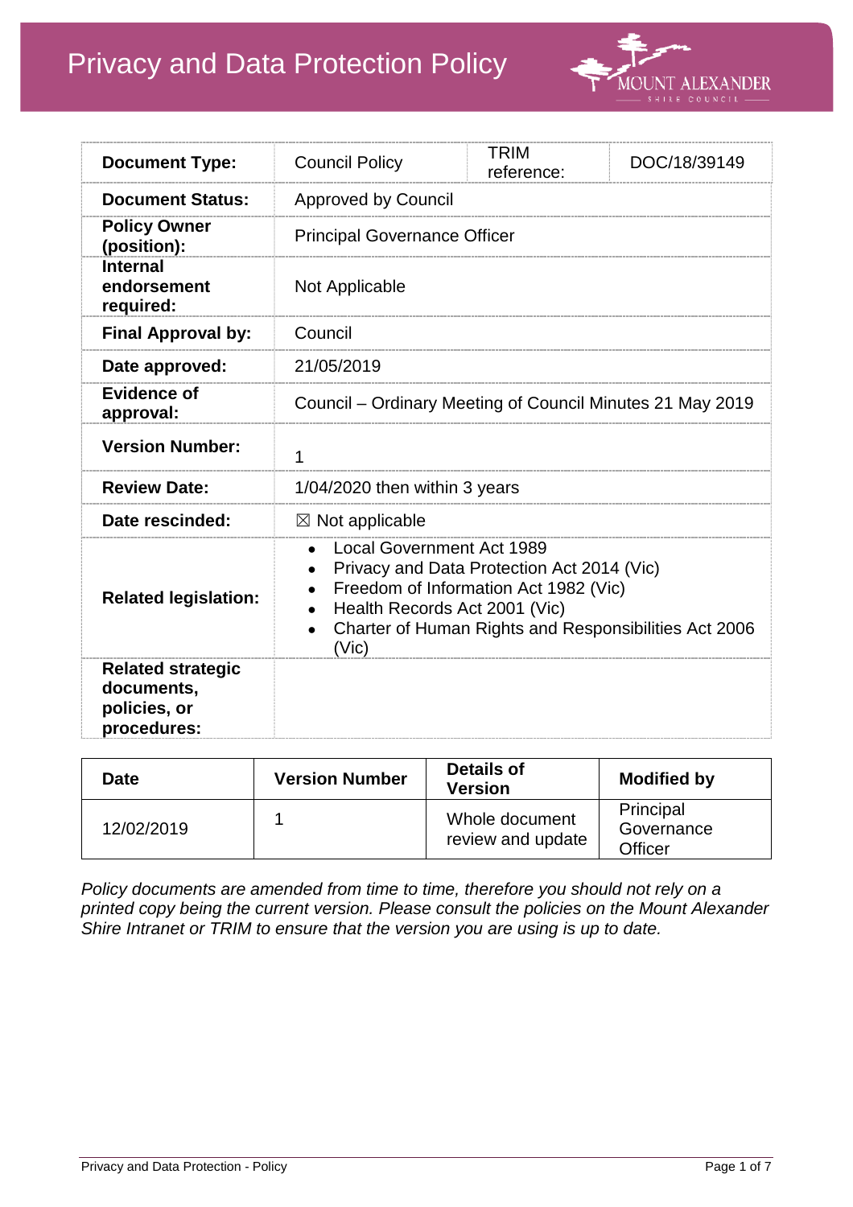# Privacy and Data Protection Policy

MOUNT ALEXANDER SHIRE COUNCIL

| **Document Type:** | Council Policy | TRIM reference: | DOC/18/39149 |
|---|---|---|---|
| **Document Status:** | Approved by Council | | |
| **Policy Owner (position):** | Principal Governance Officer | | |
| **Internal endorsement required:** | Not Applicable | | |
| **Final Approval by:** | Council | | |
| **Date approved:** | 21/05/2019 | | |
| **Evidence of approval:** | Council – Ordinary Meeting of Council Minutes 21 May 2019 | | |
| **Version Number:** | 1 | | |
| **Review Date:** | 1/04/2020 then within 3 years | | |
| **Date rescinded:** | ☒ Not applicable | | |
| **Related legislation:** | • Local Government Act 1989<br>• Privacy and Data Protection Act 2014 (Vic)<br>• Freedom of Information Act 1982 (Vic)<br>• Health Records Act 2001 (Vic)<br>• Charter of Human Rights and Responsibilities Act 2006 (Vic) | | |
| **Related strategic documents, policies, or procedures:** | | | |

| Date | Version Number | Details of Version | Modified by |
|---|---|---|---|
| 12/02/2019 | 1 | Whole document review and update | Principal Governance Officer |

*Policy documents are amended from time to time, therefore you should not rely on a printed copy being the current version. Please consult the policies on the Mount Alexander Shire Intranet or TRIM to ensure that the version you are using is up to date.*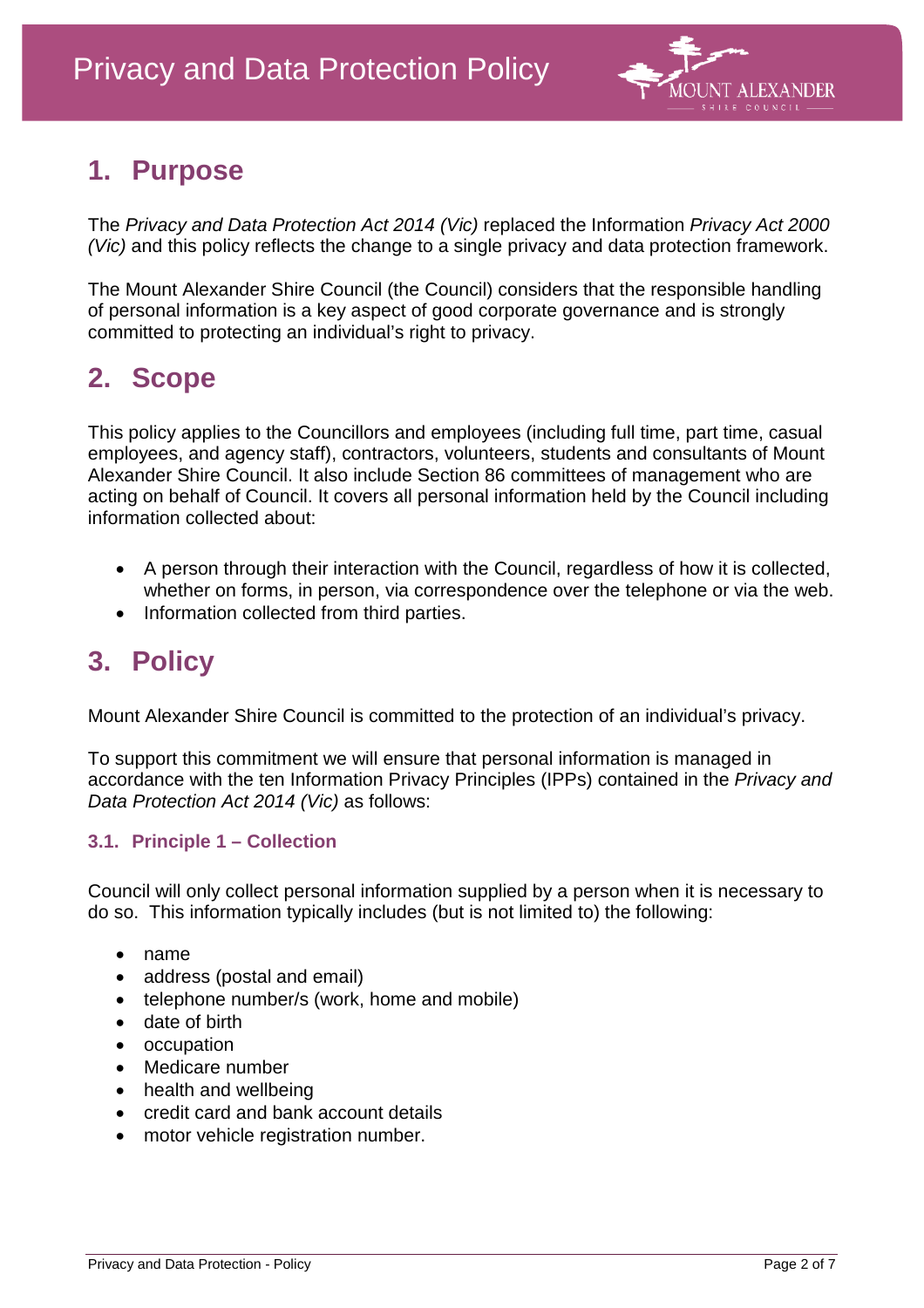# Privacy and Data Protection Policy

## 1. Purpose

The *Privacy and Data Protection Act 2014 (Vic)* replaced the Information *Privacy Act 2000 (Vic)* and this policy reflects the change to a single privacy and data protection framework.

The Mount Alexander Shire Council (the Council) considers that the responsible handling of personal information is a key aspect of good corporate governance and is strongly committed to protecting an individual's right to privacy.

## 2. Scope

This policy applies to the Councillors and employees (including full time, part time, casual employees, and agency staff), contractors, volunteers, students and consultants of Mount Alexander Shire Council. It also include Section 86 committees of management who are acting on behalf of Council. It covers all personal information held by the Council including information collected about:

- A person through their interaction with the Council, regardless of how it is collected, whether on forms, in person, via correspondence over the telephone or via the web.
- Information collected from third parties.

## 3. Policy

Mount Alexander Shire Council is committed to the protection of an individual's privacy.

To support this commitment we will ensure that personal information is managed in accordance with the ten Information Privacy Principles (IPPs) contained in the *Privacy and Data Protection Act 2014 (Vic)* as follows:

### 3.1. Principle 1 – Collection

Council will only collect personal information supplied by a person when it is necessary to do so. This information typically includes (but is not limited to) the following:

- name
- address (postal and email)
- telephone number/s (work, home and mobile)
- date of birth
- occupation
- Medicare number
- health and wellbeing
- credit card and bank account details
- motor vehicle registration number.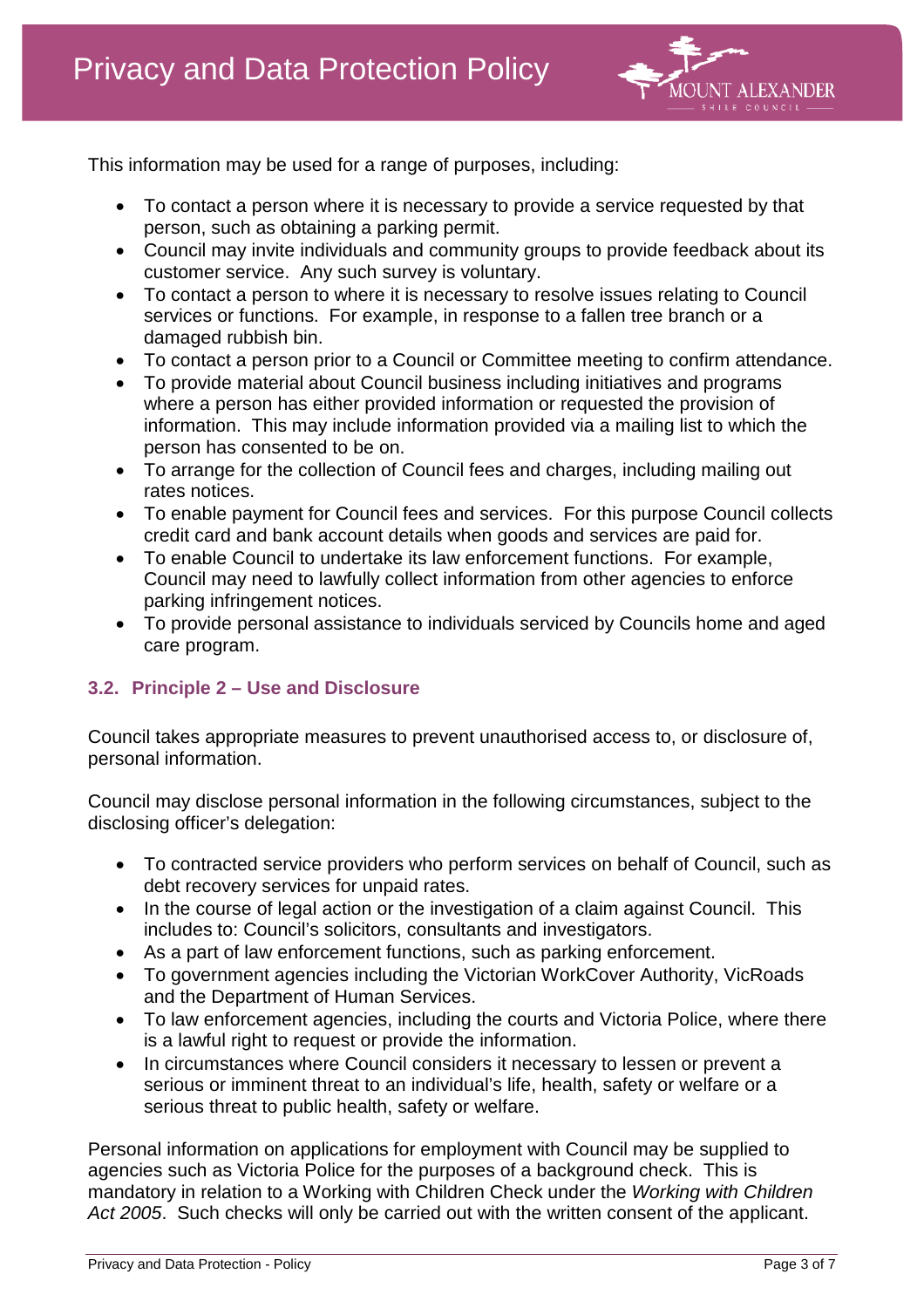This information may be used for a range of purposes, including:

- To contact a person where it is necessary to provide a service requested by that person, such as obtaining a parking permit.
- Council may invite individuals and community groups to provide feedback about its customer service. Any such survey is voluntary.
- To contact a person to where it is necessary to resolve issues relating to Council services or functions. For example, in response to a fallen tree branch or a damaged rubbish bin.
- To contact a person prior to a Council or Committee meeting to confirm attendance.
- To provide material about Council business including initiatives and programs where a person has either provided information or requested the provision of information. This may include information provided via a mailing list to which the person has consented to be on.
- To arrange for the collection of Council fees and charges, including mailing out rates notices.
- To enable payment for Council fees and services. For this purpose Council collects credit card and bank account details when goods and services are paid for.
- To enable Council to undertake its law enforcement functions. For example, Council may need to lawfully collect information from other agencies to enforce parking infringement notices.
- To provide personal assistance to individuals serviced by Councils home and aged care program.

### 3.2. Principle 2 – Use and Disclosure

Council takes appropriate measures to prevent unauthorised access to, or disclosure of, personal information.

Council may disclose personal information in the following circumstances, subject to the disclosing officer's delegation:

- To contracted service providers who perform services on behalf of Council, such as debt recovery services for unpaid rates.
- In the course of legal action or the investigation of a claim against Council. This includes to: Council's solicitors, consultants and investigators.
- As a part of law enforcement functions, such as parking enforcement.
- To government agencies including the Victorian WorkCover Authority, VicRoads and the Department of Human Services.
- To law enforcement agencies, including the courts and Victoria Police, where there is a lawful right to request or provide the information.
- In circumstances where Council considers it necessary to lessen or prevent a serious or imminent threat to an individual's life, health, safety or welfare or a serious threat to public health, safety or welfare.

Personal information on applications for employment with Council may be supplied to agencies such as Victoria Police for the purposes of a background check. This is mandatory in relation to a Working with Children Check under the *Working with Children Act 2005*. Such checks will only be carried out with the written consent of the applicant.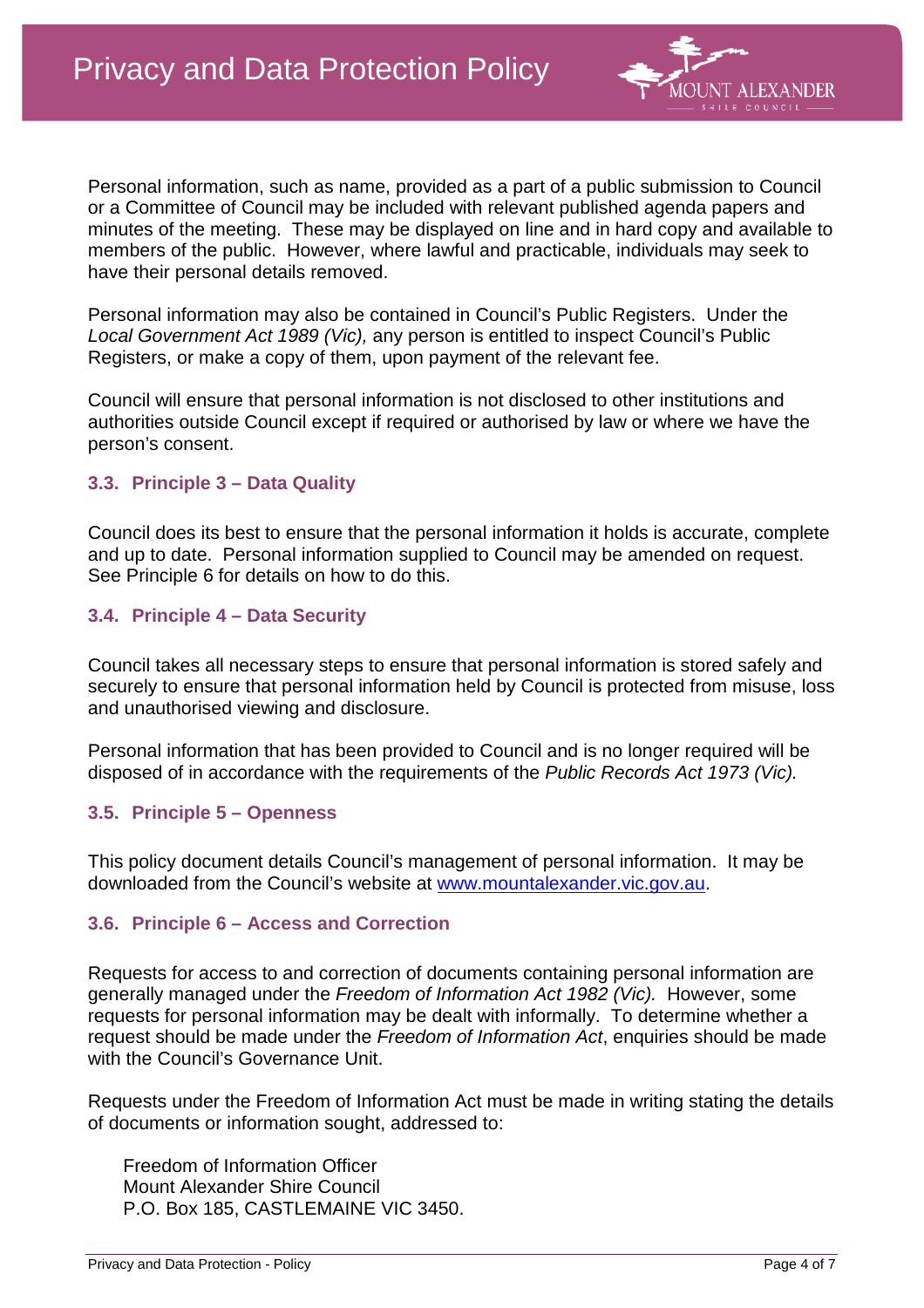Personal information, such as name, provided as a part of a public submission to Council or a Committee of Council may be included with relevant published agenda papers and minutes of the meeting. These may be displayed on line and in hard copy and available to members of the public. However, where lawful and practicable, individuals may seek to have their personal details removed.

Personal information may also be contained in Council's Public Registers. Under the *Local Government Act 1989 (Vic),* any person is entitled to inspect Council's Public Registers, or make a copy of them, upon payment of the relevant fee.

Council will ensure that personal information is not disclosed to other institutions and authorities outside Council except if required or authorised by law or where we have the person's consent.

### 3.3. Principle 3 – Data Quality

Council does its best to ensure that the personal information it holds is accurate, complete and up to date. Personal information supplied to Council may be amended on request. See Principle 6 for details on how to do this.

### 3.4. Principle 4 – Data Security

Council takes all necessary steps to ensure that personal information is stored safely and securely to ensure that personal information held by Council is protected from misuse, loss and unauthorised viewing and disclosure.

Personal information that has been provided to Council and is no longer required will be disposed of in accordance with the requirements of the *Public Records Act 1973 (Vic).*

### 3.5. Principle 5 – Openness

This policy document details Council's management of personal information. It may be downloaded from the Council's website at [www.mountalexander.vic.gov.au](http://www.mountalexander.vic.gov.au).

### 3.6. Principle 6 – Access and Correction

Requests for access to and correction of documents containing personal information are generally managed under the *Freedom of Information Act 1982 (Vic).* However, some requests for personal information may be dealt with informally. To determine whether a request should be made under the *Freedom of Information Act*, enquiries should be made with the Council's Governance Unit.

Requests under the Freedom of Information Act must be made in writing stating the details of documents or information sought, addressed to:

Freedom of Information Officer
Mount Alexander Shire Council
P.O. Box 185, CASTLEMAINE VIC 3450.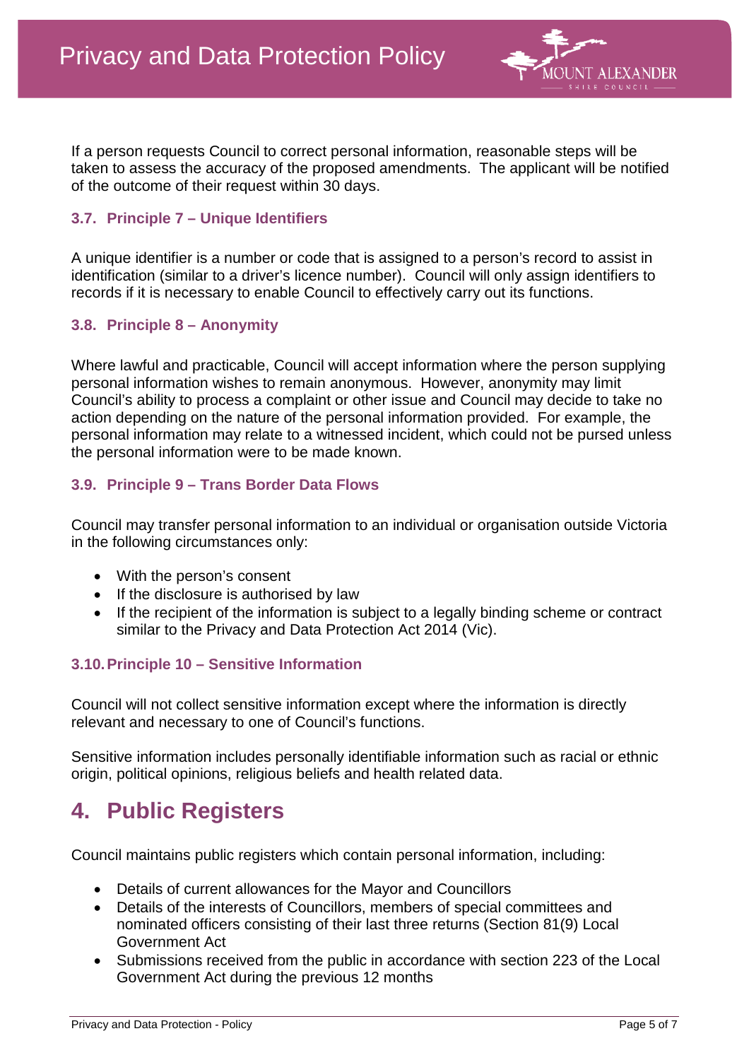If a person requests Council to correct personal information, reasonable steps will be taken to assess the accuracy of the proposed amendments. The applicant will be notified of the outcome of their request within 30 days.

### 3.7. Principle 7 – Unique Identifiers

A unique identifier is a number or code that is assigned to a person's record to assist in identification (similar to a driver's licence number). Council will only assign identifiers to records if it is necessary to enable Council to effectively carry out its functions.

### 3.8. Principle 8 – Anonymity

Where lawful and practicable, Council will accept information where the person supplying personal information wishes to remain anonymous. However, anonymity may limit Council's ability to process a complaint or other issue and Council may decide to take no action depending on the nature of the personal information provided. For example, the personal information may relate to a witnessed incident, which could not be pursed unless the personal information were to be made known.

### 3.9. Principle 9 – Trans Border Data Flows

Council may transfer personal information to an individual or organisation outside Victoria in the following circumstances only:

- With the person's consent
- If the disclosure is authorised by law
- If the recipient of the information is subject to a legally binding scheme or contract similar to the Privacy and Data Protection Act 2014 (Vic).

### 3.10. Principle 10 – Sensitive Information

Council will not collect sensitive information except where the information is directly relevant and necessary to one of Council's functions.

Sensitive information includes personally identifiable information such as racial or ethnic origin, political opinions, religious beliefs and health related data.

# 4. Public Registers

Council maintains public registers which contain personal information, including:

- Details of current allowances for the Mayor and Councillors
- Details of the interests of Councillors, members of special committees and nominated officers consisting of their last three returns (Section 81(9) Local Government Act
- Submissions received from the public in accordance with section 223 of the Local Government Act during the previous 12 months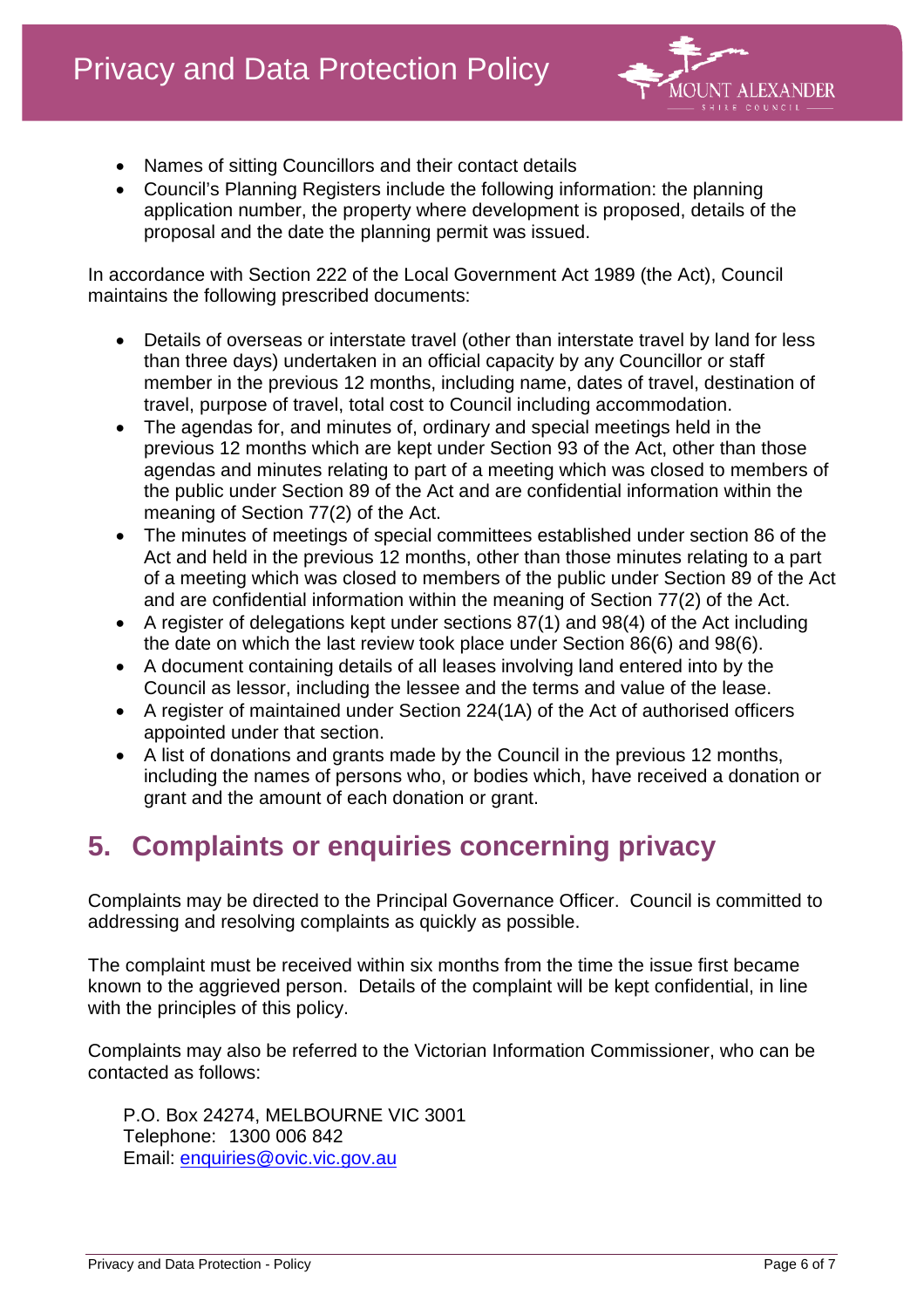- Names of sitting Councillors and their contact details
- Council's Planning Registers include the following information: the planning application number, the property where development is proposed, details of the proposal and the date the planning permit was issued.

In accordance with Section 222 of the Local Government Act 1989 (the Act), Council maintains the following prescribed documents:

- Details of overseas or interstate travel (other than interstate travel by land for less than three days) undertaken in an official capacity by any Councillor or staff member in the previous 12 months, including name, dates of travel, destination of travel, purpose of travel, total cost to Council including accommodation.
- The agendas for, and minutes of, ordinary and special meetings held in the previous 12 months which are kept under Section 93 of the Act, other than those agendas and minutes relating to part of a meeting which was closed to members of the public under Section 89 of the Act and are confidential information within the meaning of Section 77(2) of the Act.
- The minutes of meetings of special committees established under section 86 of the Act and held in the previous 12 months, other than those minutes relating to a part of a meeting which was closed to members of the public under Section 89 of the Act and are confidential information within the meaning of Section 77(2) of the Act.
- A register of delegations kept under sections 87(1) and 98(4) of the Act including the date on which the last review took place under Section 86(6) and 98(6).
- A document containing details of all leases involving land entered into by the Council as lessor, including the lessee and the terms and value of the lease.
- A register of maintained under Section 224(1A) of the Act of authorised officers appointed under that section.
- A list of donations and grants made by the Council in the previous 12 months, including the names of persons who, or bodies which, have received a donation or grant and the amount of each donation or grant.

## 5. Complaints or enquiries concerning privacy

Complaints may be directed to the Principal Governance Officer. Council is committed to addressing and resolving complaints as quickly as possible.

The complaint must be received within six months from the time the issue first became known to the aggrieved person. Details of the complaint will be kept confidential, in line with the principles of this policy.

Complaints may also be referred to the Victorian Information Commissioner, who can be contacted as follows:

P.O. Box 24274, MELBOURNE VIC 3001
Telephone: 1300 006 842
Email: enquiries@ovic.vic.gov.au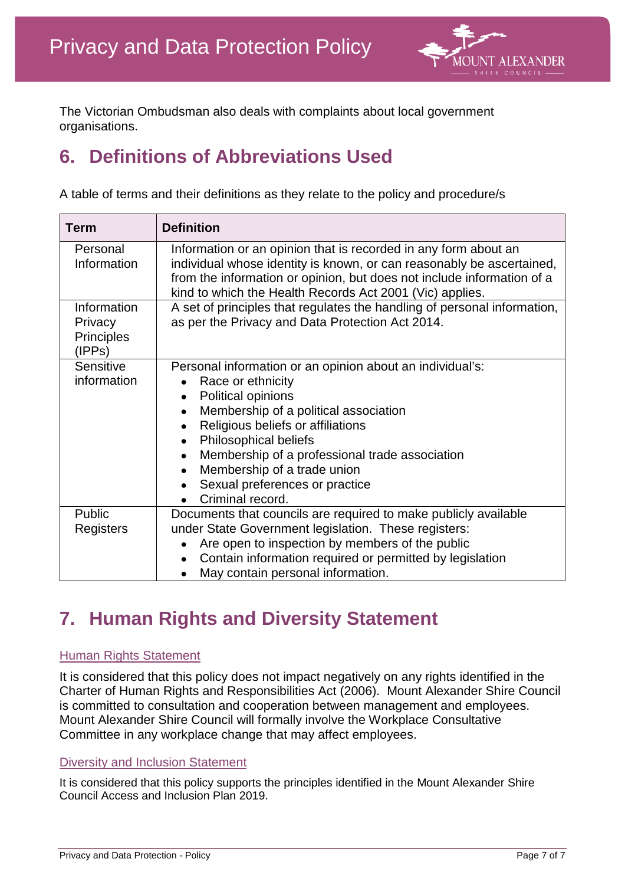The Victorian Ombudsman also deals with complaints about local government organisations.

## 6. Definitions of Abbreviations Used

A table of terms and their definitions as they relate to the policy and procedure/s

| Term | Definition |
|---|---|
| Personal Information | Information or an opinion that is recorded in any form about an individual whose identity is known, or can reasonably be ascertained, from the information or opinion, but does not include information of a kind to which the Health Records Act 2001 (Vic) applies. |
| Information Privacy Principles (IPPs) | A set of principles that regulates the handling of personal information, as per the Privacy and Data Protection Act 2014. |
| Sensitive information | Personal information or an opinion about an individual's:<br>• Race or ethnicity<br>• Political opinions<br>• Membership of a political association<br>• Religious beliefs or affiliations<br>• Philosophical beliefs<br>• Membership of a professional trade association<br>• Membership of a trade union<br>• Sexual preferences or practice<br>• Criminal record. |
| Public Registers | Documents that councils are required to make publicly available under State Government legislation. These registers:<br>• Are open to inspection by members of the public<br>• Contain information required or permitted by legislation<br>• May contain personal information. |

## 7. Human Rights and Diversity Statement

### Human Rights Statement

It is considered that this policy does not impact negatively on any rights identified in the Charter of Human Rights and Responsibilities Act (2006). Mount Alexander Shire Council is committed to consultation and cooperation between management and employees. Mount Alexander Shire Council will formally involve the Workplace Consultative Committee in any workplace change that may affect employees.

### Diversity and Inclusion Statement

It is considered that this policy supports the principles identified in the Mount Alexander Shire Council Access and Inclusion Plan 2019.